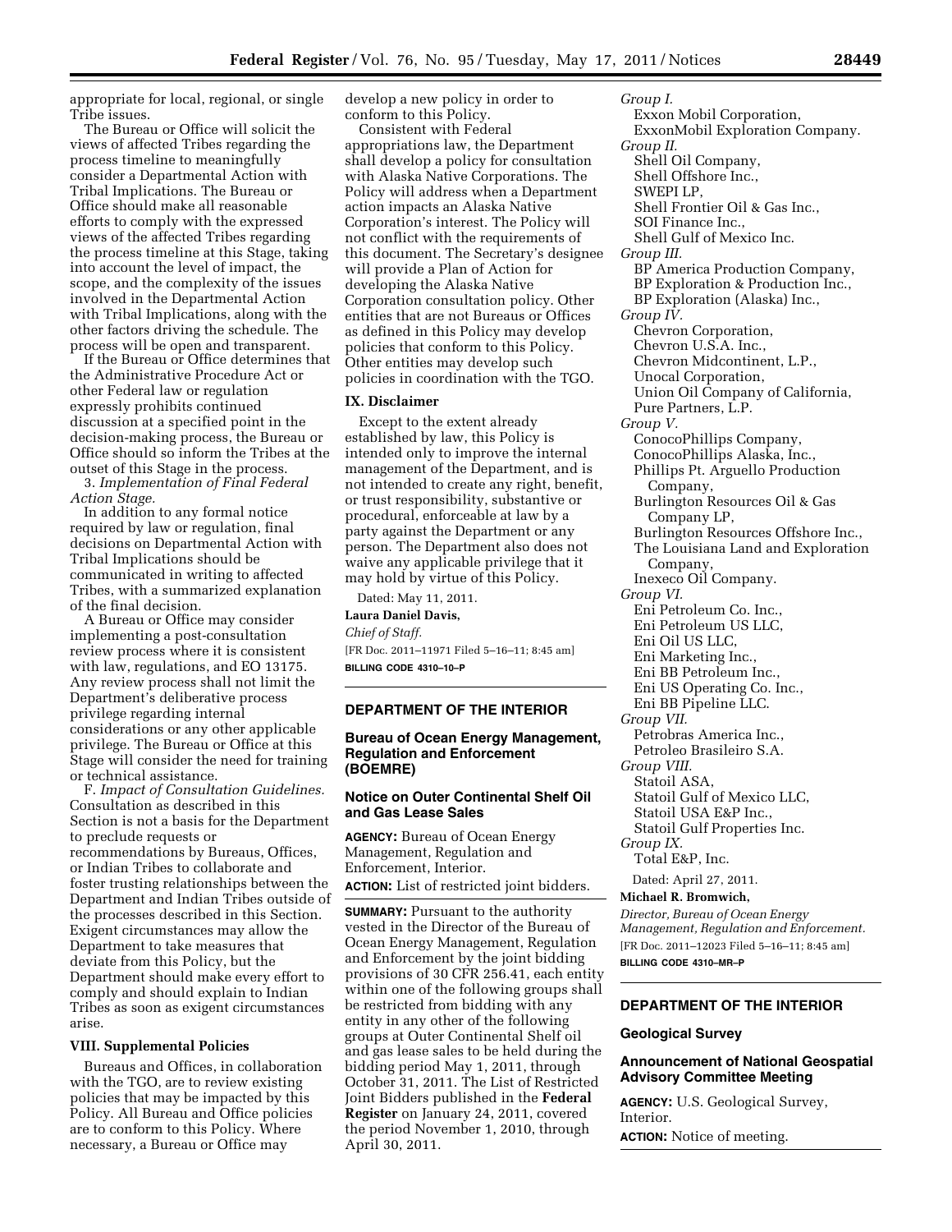appropriate for local, regional, or single Tribe issues.

The Bureau or Office will solicit the views of affected Tribes regarding the process timeline to meaningfully consider a Departmental Action with Tribal Implications. The Bureau or Office should make all reasonable efforts to comply with the expressed views of the affected Tribes regarding the process timeline at this Stage, taking into account the level of impact, the scope, and the complexity of the issues involved in the Departmental Action with Tribal Implications, along with the other factors driving the schedule. The process will be open and transparent.

If the Bureau or Office determines that the Administrative Procedure Act or other Federal law or regulation expressly prohibits continued discussion at a specified point in the decision-making process, the Bureau or Office should so inform the Tribes at the outset of this Stage in the process.

3. *Implementation of Final Federal Action Stage.*

In addition to any formal notice required by law or regulation, final decisions on Departmental Action with Tribal Implications should be communicated in writing to affected Tribes, with a summarized explanation of the final decision.

A Bureau or Office may consider implementing a post-consultation review process where it is consistent with law, regulations, and EO 13175. Any review process shall not limit the Department's deliberative process privilege regarding internal considerations or any other applicable privilege. The Bureau or Office at this Stage will consider the need for training or technical assistance.

F. *Impact of Consultation Guidelines.* Consultation as described in this Section is not a basis for the Department to preclude requests or recommendations by Bureaus, Offices, or Indian Tribes to collaborate and foster trusting relationships between the Department and Indian Tribes outside of the processes described in this Section. Exigent circumstances may allow the Department to take measures that deviate from this Policy, but the Department should make every effort to comply and should explain to Indian Tribes as soon as exigent circumstances arise.

### VIII. Supplemental Policies

Bureaus and Offices, in collaboration with the TGO, are to review existing policies that may be impacted by this Policy. All Bureau and Office policies are to conform to this Policy. Where necessary, a Bureau or Office may develop a new policy in order to conform to this Policy.

Consistent with Federal appropriations law, the Department shall develop a policy for consultation with Alaska Native Corporations. The Policy will address when a Department action impacts an Alaska Native Corporation's interest. The Policy will not conflict with the requirements of this document. The Secretary's designee will provide a Plan of Action for developing the Alaska Native Corporation consultation policy. Other entities that are not Bureaus or Offices as defined in this Policy may develop policies that conform to this Policy. Other entities may develop such policies in coordination with the TGO.

### IX. Disclaimer

Except to the extent already established by law, this Policy is intended only to improve the internal management of the Department, and is not intended to create any right, benefit, or trust responsibility, substantive or procedural, enforceable at law by a party against the Department or any person. The Department also does not waive any applicable privilege that it may hold by virtue of this Policy.

Dated: May 11, 2011.

**Laura Daniel Davis,**

*Chief of Staff.*

[FR Doc. 2011–11971 Filed 5–16–11; 8:45 am]

**BILLING CODE 4310–10–P**

## DEPARTMENT OF THE INTERIOR

### Bureau of Ocean Energy Management, Regulation and Enforcement (BOEMRE)

### Notice on Outer Continental Shelf Oil and Gas Lease Sales

**AGENCY:** Bureau of Ocean Energy Management, Regulation and Enforcement, Interior.

**ACTION:** List of restricted joint bidders.

**SUMMARY:** Pursuant to the authority vested in the Director of the Bureau of Ocean Energy Management, Regulation and Enforcement by the joint bidding provisions of 30 CFR 256.41, each entity within one of the following groups shall be restricted from bidding with any entity in any other of the following groups at Outer Continental Shelf oil and gas lease sales to be held during the bidding period May 1, 2011, through October 31, 2011. The List of Restricted Joint Bidders published in the **Federal Register** on January 24, 2011, covered the period November 1, 2010, through April 30, 2011.

*Group I.*
- Exxon Mobil Corporation,
- ExxonMobil Exploration Company.

*Group II.*
- Shell Oil Company,
- Shell Offshore Inc.,
- SWEPI LP,
- Shell Frontier Oil & Gas Inc.,
- SOI Finance Inc.,
- Shell Gulf of Mexico Inc.

*Group III.*
- BP America Production Company,
- BP Exploration & Production Inc.,
- BP Exploration (Alaska) Inc.,

*Group IV.*
- Chevron Corporation,
- Chevron U.S.A. Inc.,
- Chevron Midcontinent, L.P.,
- Unocal Corporation,
- Union Oil Company of California,
- Pure Partners, L.P.

*Group V.*
- ConocoPhillips Company,
- ConocoPhillips Alaska, Inc.,
- Phillips Pt. Arguello Production Company,
- Burlington Resources Oil & Gas Company LP,
- Burlington Resources Offshore Inc.,
- The Louisiana Land and Exploration Company,
- Inexeco Oil Company.

*Group VI.*
- Eni Petroleum Co. Inc.,
- Eni Petroleum US LLC,
- Eni Oil US LLC,
- Eni Marketing Inc.,
- Eni BB Petroleum Inc.,
- Eni US Operating Co. Inc.,
- Eni BB Pipeline LLC.

*Group VII.*
- Petrobras America Inc.,
- Petroleo Brasileiro S.A.

*Group VIII.*
- Statoil ASA,
- Statoil Gulf of Mexico LLC,
- Statoil USA E&P Inc.,
- Statoil Gulf Properties Inc.

*Group IX.*
- Total E&P, Inc.

Dated: April 27, 2011.

**Michael R. Bromwich,**

*Director, Bureau of Ocean Energy Management, Regulation and Enforcement.*

[FR Doc. 2011–12023 Filed 5–16–11; 8:45 am]

**BILLING CODE 4310–MR–P**

## DEPARTMENT OF THE INTERIOR

### Geological Survey

### Announcement of National Geospatial Advisory Committee Meeting

**AGENCY:** U.S. Geological Survey, Interior.

**ACTION:** Notice of meeting.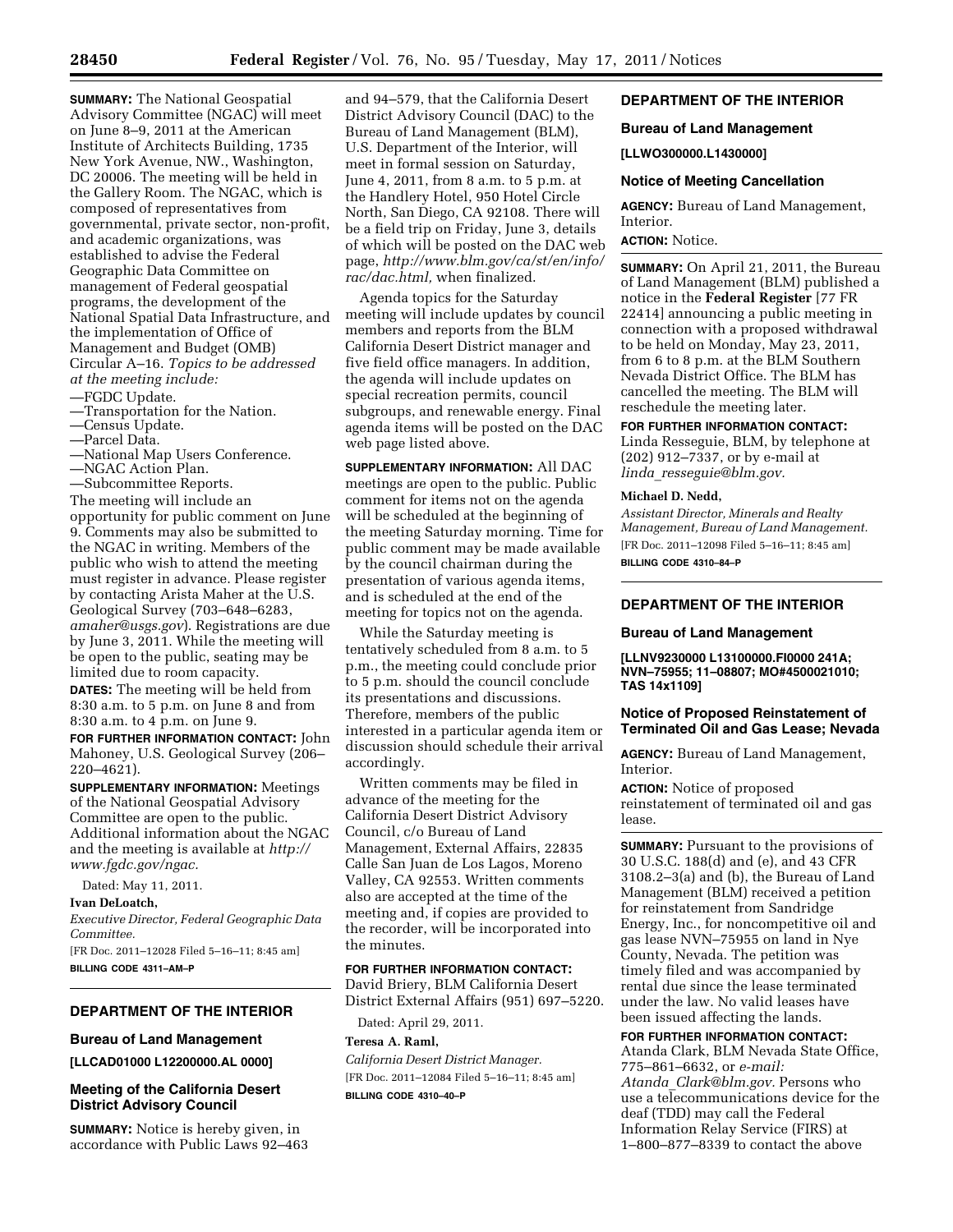**SUMMARY:** The National Geospatial Advisory Committee (NGAC) will meet on June 8–9, 2011 at the American Institute of Architects Building, 1735 New York Avenue, NW., Washington, DC 20006. The meeting will be held in the Gallery Room. The NGAC, which is composed of representatives from governmental, private sector, non-profit, and academic organizations, was established to advise the Federal Geographic Data Committee on management of Federal geospatial programs, the development of the National Spatial Data Infrastructure, and the implementation of Office of Management and Budget (OMB) Circular A–16. *Topics to be addressed at the meeting include:*

—FGDC Update.
—Transportation for the Nation.
—Census Update.
—Parcel Data.
—National Map Users Conference.
—NGAC Action Plan.
—Subcommittee Reports.

The meeting will include an opportunity for public comment on June 9. Comments may also be submitted to the NGAC in writing. Members of the public who wish to attend the meeting must register in advance. Please register by contacting Arista Maher at the U.S. Geological Survey (703–648–6283, *amaher@usgs.gov*). Registrations are due by June 3, 2011. While the meeting will be open to the public, seating may be limited due to room capacity.

**DATES:** The meeting will be held from 8:30 a.m. to 5 p.m. on June 8 and from 8:30 a.m. to 4 p.m. on June 9.

**FOR FURTHER INFORMATION CONTACT:** John Mahoney, U.S. Geological Survey (206–220–4621).

**SUPPLEMENTARY INFORMATION:** Meetings of the National Geospatial Advisory Committee are open to the public. Additional information about the NGAC and the meeting is available at *http://www.fgdc.gov/ngac.*

Dated: May 11, 2011.

**Ivan DeLoatch,**

*Executive Director, Federal Geographic Data Committee.*

[FR Doc. 2011–12028 Filed 5–16–11; 8:45 am]

**BILLING CODE 4311–AM–P**

## DEPARTMENT OF THE INTERIOR

### Bureau of Land Management

**[LLCAD01000 L12200000.AL 0000]**

### Meeting of the California Desert District Advisory Council

**SUMMARY:** Notice is hereby given, in accordance with Public Laws 92–463 and 94–579, that the California Desert District Advisory Council (DAC) to the Bureau of Land Management (BLM), U.S. Department of the Interior, will meet in formal session on Saturday, June 4, 2011, from 8 a.m. to 5 p.m. at the Handlery Hotel, 950 Hotel Circle North, San Diego, CA 92108. There will be a field trip on Friday, June 3, details of which will be posted on the DAC web page, *http://www.blm.gov/ca/st/en/info/rac/dac.html,* when finalized.

Agenda topics for the Saturday meeting will include updates by council members and reports from the BLM California Desert District manager and five field office managers. In addition, the agenda will include updates on special recreation permits, council subgroups, and renewable energy. Final agenda items will be posted on the DAC web page listed above.

**SUPPLEMENTARY INFORMATION:** All DAC meetings are open to the public. Public comment for items not on the agenda will be scheduled at the beginning of the meeting Saturday morning. Time for public comment may be made available by the council chairman during the presentation of various agenda items, and is scheduled at the end of the meeting for topics not on the agenda.

While the Saturday meeting is tentatively scheduled from 8 a.m. to 5 p.m., the meeting could conclude prior to 5 p.m. should the council conclude its presentations and discussions. Therefore, members of the public interested in a particular agenda item or discussion should schedule their arrival accordingly.

Written comments may be filed in advance of the meeting for the California Desert District Advisory Council, c/o Bureau of Land Management, External Affairs, 22835 Calle San Juan de Los Lagos, Moreno Valley, CA 92553. Written comments also are accepted at the time of the meeting and, if copies are provided to the recorder, will be incorporated into the minutes.

**FOR FURTHER INFORMATION CONTACT:** David Briery, BLM California Desert District External Affairs (951) 697–5220.

Dated: April 29, 2011.

**Teresa A. Raml,**

*California Desert District Manager.*

[FR Doc. 2011–12084 Filed 5–16–11; 8:45 am]

**BILLING CODE 4310–40–P**

## DEPARTMENT OF THE INTERIOR

### Bureau of Land Management

**[LLWO300000.L1430000]**

### Notice of Meeting Cancellation

**AGENCY:** Bureau of Land Management, Interior.

**ACTION:** Notice.

**SUMMARY:** On April 21, 2011, the Bureau of Land Management (BLM) published a notice in the **Federal Register** [77 FR 22414] announcing a public meeting in connection with a proposed withdrawal to be held on Monday, May 23, 2011, from 6 to 8 p.m. at the BLM Southern Nevada District Office. The BLM has cancelled the meeting. The BLM will reschedule the meeting later.

**FOR FURTHER INFORMATION CONTACT:** Linda Resseguie, BLM, by telephone at (202) 912–7337, or by e-mail at *linda_resseguie@blm.gov.*

**Michael D. Nedd,**

*Assistant Director, Minerals and Realty Management, Bureau of Land Management.*

[FR Doc. 2011–12098 Filed 5–16–11; 8:45 am]

**BILLING CODE 4310–84–P**

## DEPARTMENT OF THE INTERIOR

### Bureau of Land Management

**[LLNV9230000 L13100000.FI0000 241A; NVN–75955; 11–08807; MO#4500021010; TAS 14x1109]**

### Notice of Proposed Reinstatement of Terminated Oil and Gas Lease; Nevada

**AGENCY:** Bureau of Land Management, Interior.

**ACTION:** Notice of proposed reinstatement of terminated oil and gas lease.

**SUMMARY:** Pursuant to the provisions of 30 U.S.C. 188(d) and (e), and 43 CFR 3108.2–3(a) and (b), the Bureau of Land Management (BLM) received a petition for reinstatement from Sandridge Energy, Inc., for noncompetitive oil and gas lease NVN–75955 on land in Nye County, Nevada. The petition was timely filed and was accompanied by rental due since the lease terminated under the law. No valid leases have been issued affecting the lands.

**FOR FURTHER INFORMATION CONTACT:** Atanda Clark, BLM Nevada State Office, 775–861–6632, or *e-mail: Atanda_Clark@blm.gov.* Persons who use a telecommunications device for the deaf (TDD) may call the Federal Information Relay Service (FIRS) at 1–800–877–8339 to contact the above